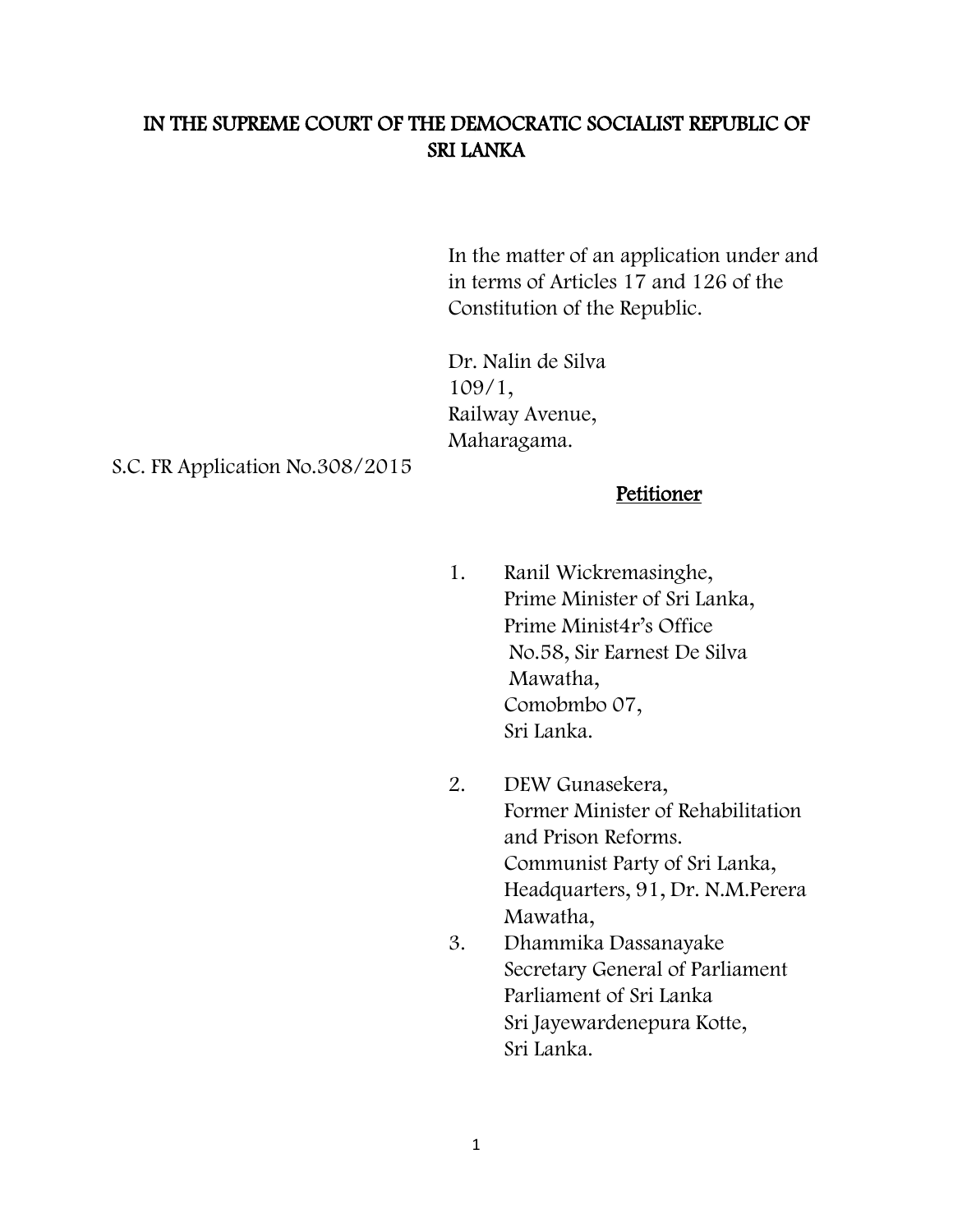# IN THE SUPREME COURT OF THE DEMOCRATIC SOCIALIST REPUBLIC OF SRI LANKA

In the matter of an application under and in terms of Articles 17 and 126 of the Constitution of the Republic.

Dr. Nalin de Silva
109/1,
Railway Avenue,
Maharagama.

S.C. FR Application No.308/2015

**Petitioner**

1. Ranil Wickremasinghe,
   Prime Minister of Sri Lanka,
   Prime Minist4r's Office
   No.58, Sir Earnest De Silva
   Mawatha,
   Comobmbo 07,
   Sri Lanka.

2. DEW Gunasekera,
   Former Minister of Rehabilitation and Prison Reforms.
   Communist Party of Sri Lanka,
   Headquarters, 91, Dr. N.M.Perera
   Mawatha,

3. Dhammika Dassanayake
   Secretary General of Parliament
   Parliament of Sri Lanka
   Sri Jayewardenepura Kotte,
   Sri Lanka.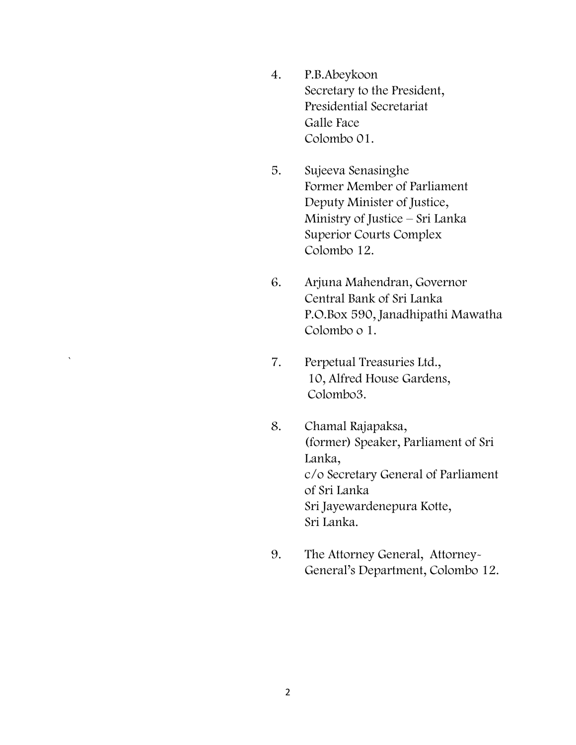4. P.B.Abeykoon
   Secretary to the President,
   Presidential Secretariat
   Galle Face
   Colombo 01.

5. Sujeeva Senasinghe
   Former Member of Parliament
   Deputy Minister of Justice,
   Ministry of Justice – Sri Lanka
   Superior Courts Complex
   Colombo 12.

6. Arjuna Mahendran, Governor
   Central Bank of Sri Lanka
   P.O.Box 590, Janadhipathi Mawatha
   Colombo o 1.

7. Perpetual Treasuries Ltd.,
   10, Alfred House Gardens,
   Colombo3.

8. Chamal Rajapaksa,
   (former) Speaker, Parliament of Sri Lanka,
   c/o Secretary General of Parliament of Sri Lanka
   Sri Jayewardenepura Kotte,
   Sri Lanka.

9. The Attorney General, Attorney-General's Department, Colombo 12.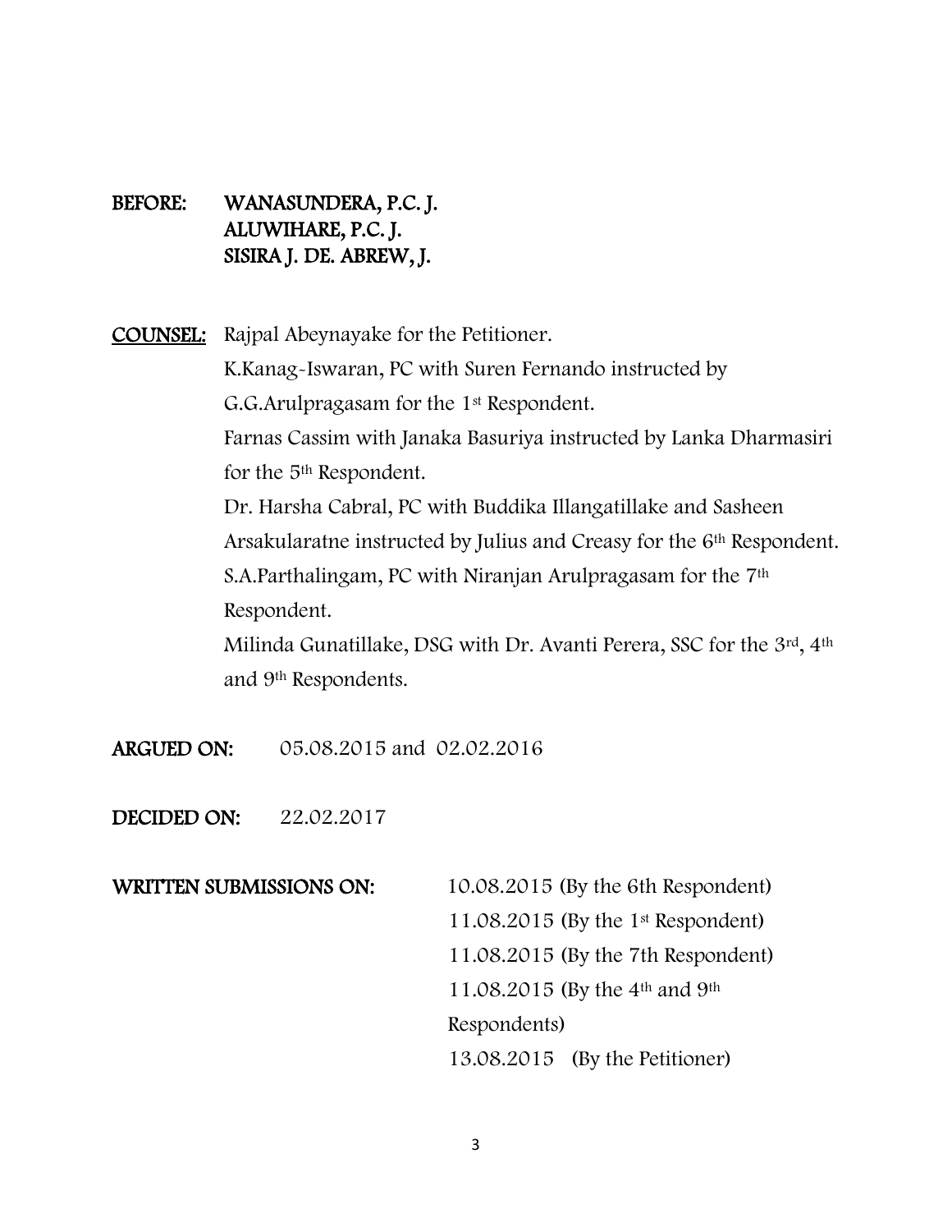**BEFORE:** WANASUNDERA, P.C. J.
ALUWIHARE, P.C. J.
SISIRA J. DE. ABREW, J.

**COUNSEL:** Rajpal Abeynayake for the Petitioner.
K.Kanag-Iswaran, PC with Suren Fernando instructed by G.G.Arulpragasam for the 1st Respondent.
Farnas Cassim with Janaka Basuriya instructed by Lanka Dharmasiri for the 5th Respondent.
Dr. Harsha Cabral, PC with Buddika Illangatillake and Sasheen Arsakularatne instructed by Julius and Creasy for the 6th Respondent.
S.A.Parthalingam, PC with Niranjan Arulpragasam for the 7th Respondent.
Milinda Gunatillake, DSG with Dr. Avanti Perera, SSC for the 3rd, 4th and 9th Respondents.

**ARGUED ON:** 05.08.2015 and 02.02.2016

**DECIDED ON:** 22.02.2017

**WRITTEN SUBMISSIONS ON:**
10.08.2015 (By the 6th Respondent)
11.08.2015 (By the 1st Respondent)
11.08.2015 (By the 7th Respondent)
11.08.2015 (By the 4th and 9th Respondents)
13.08.2015 (By the Petitioner)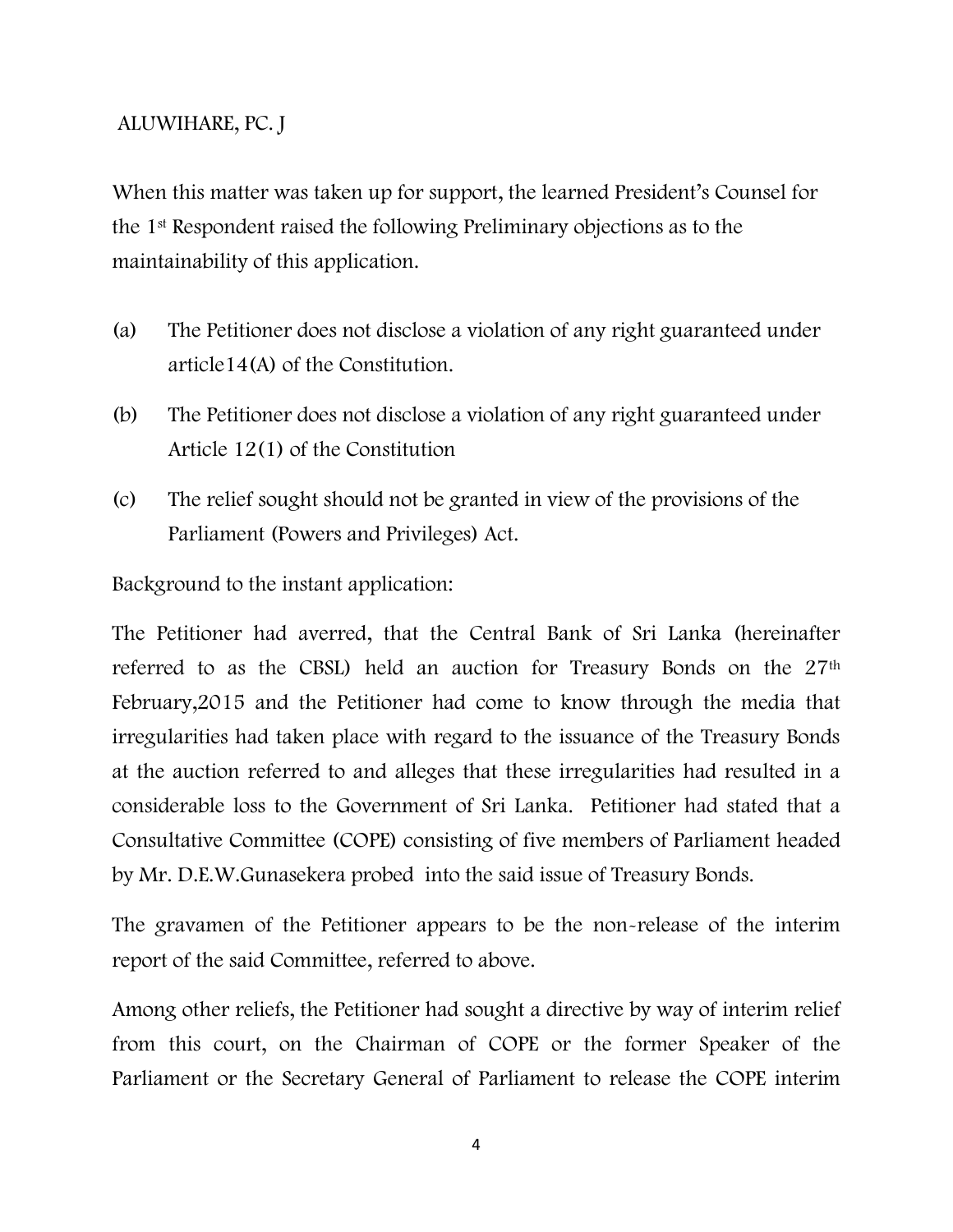ALUWIHARE, PC. J

When this matter was taken up for support, the learned President's Counsel for the 1st Respondent raised the following Preliminary objections as to the maintainability of this application.

(a) The Petitioner does not disclose a violation of any right guaranteed under article14(A) of the Constitution.

(b) The Petitioner does not disclose a violation of any right guaranteed under Article 12(1) of the Constitution

(c) The relief sought should not be granted in view of the provisions of the Parliament (Powers and Privileges) Act.

Background to the instant application:

The Petitioner had averred, that the Central Bank of Sri Lanka (hereinafter referred to as the CBSL) held an auction for Treasury Bonds on the 27th February,2015 and the Petitioner had come to know through the media that irregularities had taken place with regard to the issuance of the Treasury Bonds at the auction referred to and alleges that these irregularities had resulted in a considerable loss to the Government of Sri Lanka. Petitioner had stated that a Consultative Committee (COPE) consisting of five members of Parliament headed by Mr. D.E.W.Gunasekera probed into the said issue of Treasury Bonds.

The gravamen of the Petitioner appears to be the non-release of the interim report of the said Committee, referred to above.

Among other reliefs, the Petitioner had sought a directive by way of interim relief from this court, on the Chairman of COPE or the former Speaker of the Parliament or the Secretary General of Parliament to release the COPE interim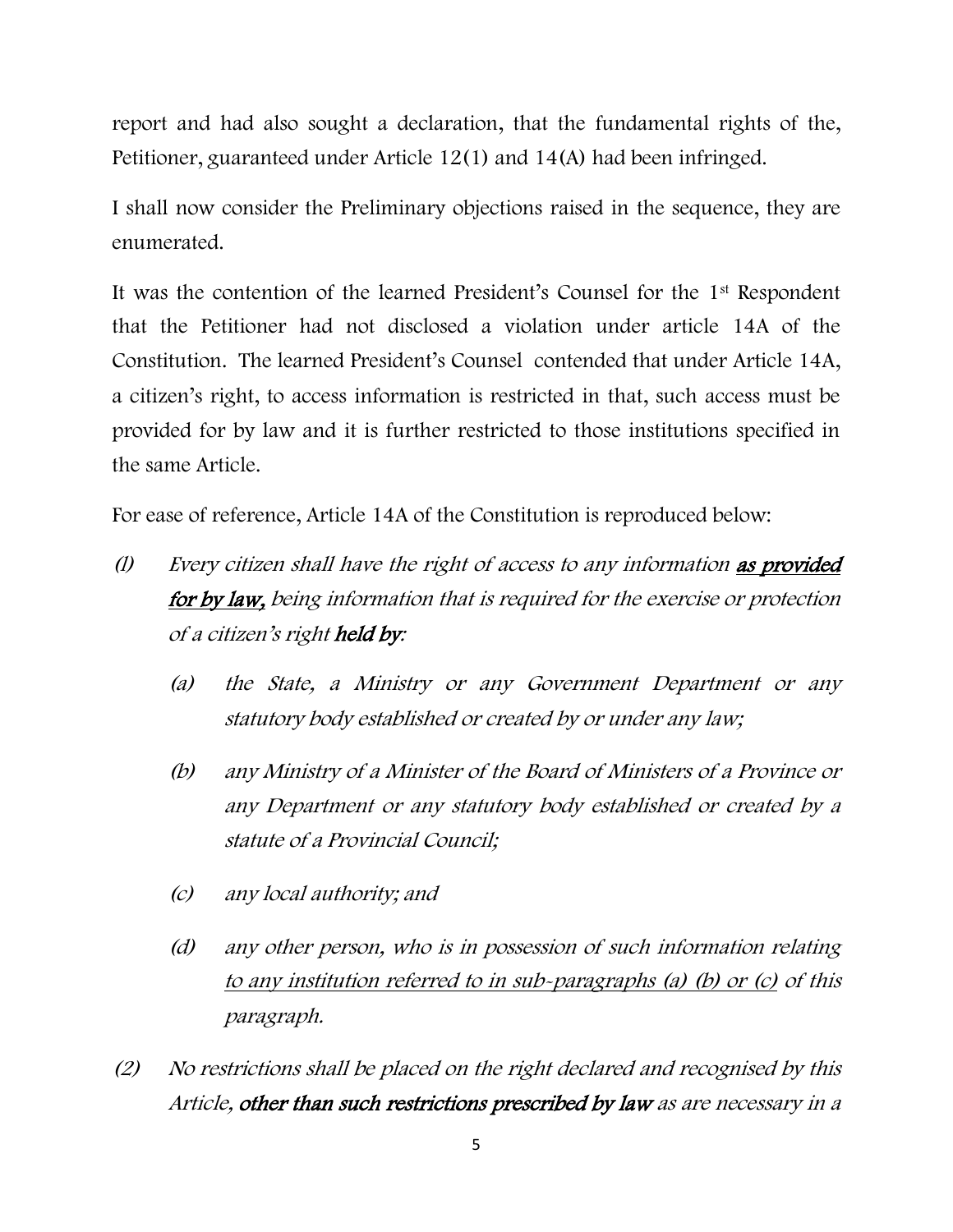report and had also sought a declaration, that the fundamental rights of the, Petitioner, guaranteed under Article 12(1) and 14(A) had been infringed.

I shall now consider the Preliminary objections raised in the sequence, they are enumerated.

It was the contention of the learned President's Counsel for the 1st Respondent that the Petitioner had not disclosed a violation under article 14A of the Constitution. The learned President's Counsel contended that under Article 14A, a citizen's right, to access information is restricted in that, such access must be provided for by law and it is further restricted to those institutions specified in the same Article.

For ease of reference, Article 14A of the Constitution is reproduced below:

(1) *Every citizen shall have the right of access to any information* ***<u>as provided for by law,</u>*** *being information that is required for the exercise or protection of a citizen's right* ***held by:***

   (a) *the State, a Ministry or any Government Department or any statutory body established or created by or under any law;*

   (b) *any Ministry of a Minister of the Board of Ministers of a Province or any Department or any statutory body established or created by a statute of a Provincial Council;*

   (c) *any local authority; and*

   (d) *any other person, who is in possession of such information relating <u>to any institution referred to in sub-paragraphs (a) (b) or (c)</u> of this paragraph.*

(2) *No restrictions shall be placed on the right declared and recognised by this Article,* ***other than such restrictions prescribed by law*** *as are necessary in a*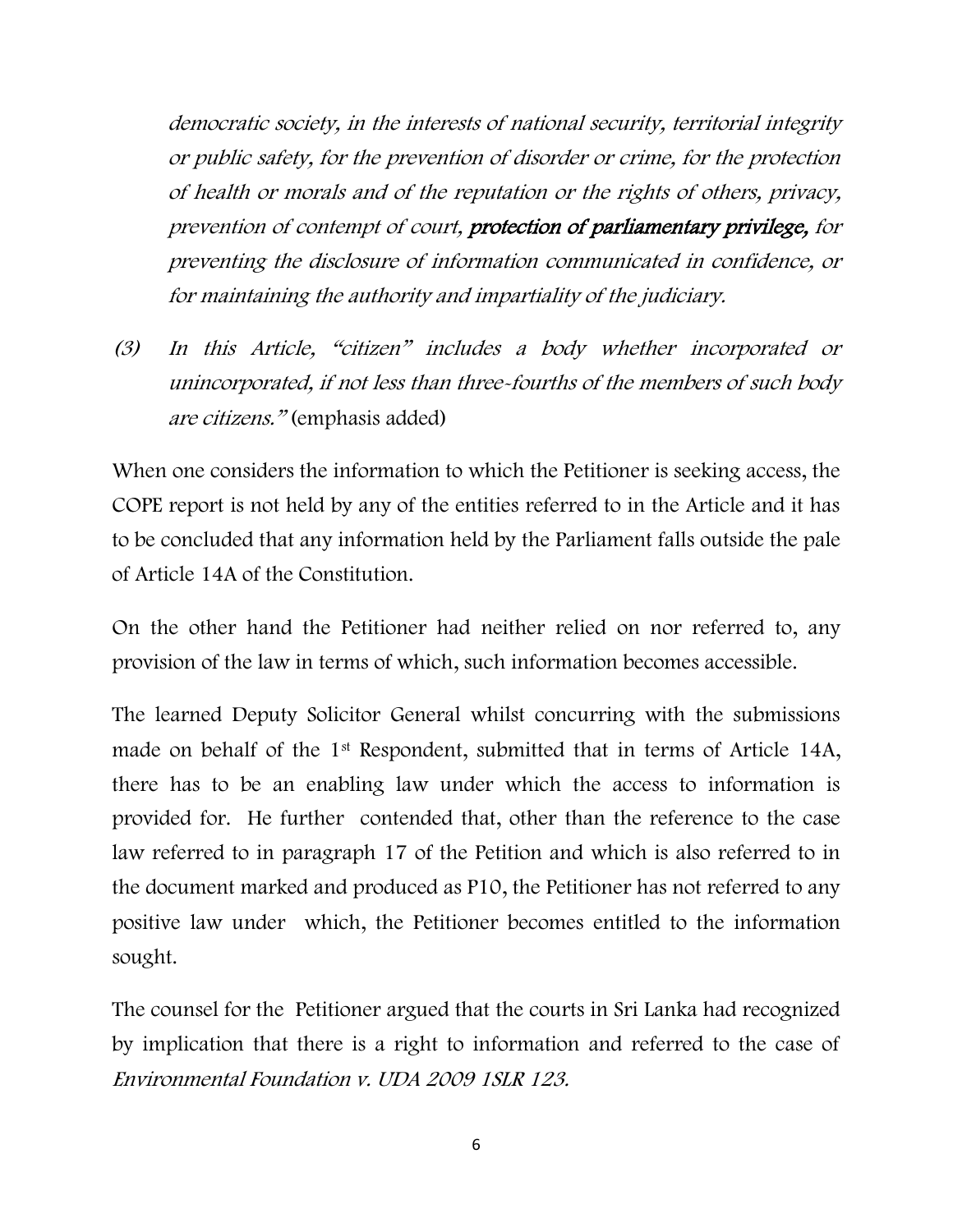*democratic society, in the interests of national security, territorial integrity or public safety, for the prevention of disorder or crime, for the protection of health or morals and of the reputation or the rights of others, privacy, prevention of contempt of court,* ***protection of parliamentary privilege,*** *for preventing the disclosure of information communicated in confidence, or for maintaining the authority and impartiality of the judiciary.*

*(3) In this Article, "citizen" includes a body whether incorporated or unincorporated, if not less than three-fourths of the members of such body are citizens."* (emphasis added)

When one considers the information to which the Petitioner is seeking access, the COPE report is not held by any of the entities referred to in the Article and it has to be concluded that any information held by the Parliament falls outside the pale of Article 14A of the Constitution.

On the other hand the Petitioner had neither relied on nor referred to, any provision of the law in terms of which, such information becomes accessible.

The learned Deputy Solicitor General whilst concurring with the submissions made on behalf of the 1st Respondent, submitted that in terms of Article 14A, there has to be an enabling law under which the access to information is provided for. He further contended that, other than the reference to the case law referred to in paragraph 17 of the Petition and which is also referred to in the document marked and produced as P10, the Petitioner has not referred to any positive law under which, the Petitioner becomes entitled to the information sought.

The counsel for the Petitioner argued that the courts in Sri Lanka had recognized by implication that there is a right to information and referred to the case of *Environmental Foundation v. UDA 2009 1SLR 123.*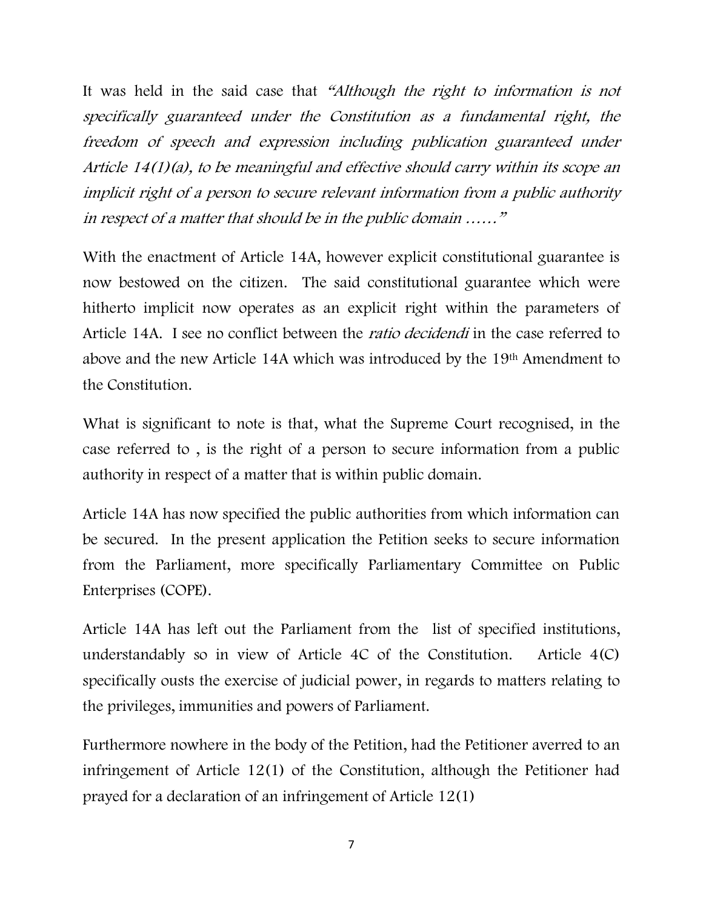It was held in the said case that *"Although the right to information is not specifically guaranteed under the Constitution as a fundamental right, the freedom of speech and expression including publication guaranteed under Article 14(1)(a), to be meaningful and effective should carry within its scope an implicit right of a person to secure relevant information from a public authority in respect of a matter that should be in the public domain ……"*

With the enactment of Article 14A, however explicit constitutional guarantee is now bestowed on the citizen. The said constitutional guarantee which were hitherto implicit now operates as an explicit right within the parameters of Article 14A. I see no conflict between the *ratio decidendi* in the case referred to above and the new Article 14A which was introduced by the 19th Amendment to the Constitution.

What is significant to note is that, what the Supreme Court recognised, in the case referred to , is the right of a person to secure information from a public authority in respect of a matter that is within public domain.

Article 14A has now specified the public authorities from which information can be secured. In the present application the Petition seeks to secure information from the Parliament, more specifically Parliamentary Committee on Public Enterprises (COPE).

Article 14A has left out the Parliament from the list of specified institutions, understandably so in view of Article 4C of the Constitution. Article 4(C) specifically ousts the exercise of judicial power, in regards to matters relating to the privileges, immunities and powers of Parliament.

Furthermore nowhere in the body of the Petition, had the Petitioner averred to an infringement of Article 12(1) of the Constitution, although the Petitioner had prayed for a declaration of an infringement of Article 12(1)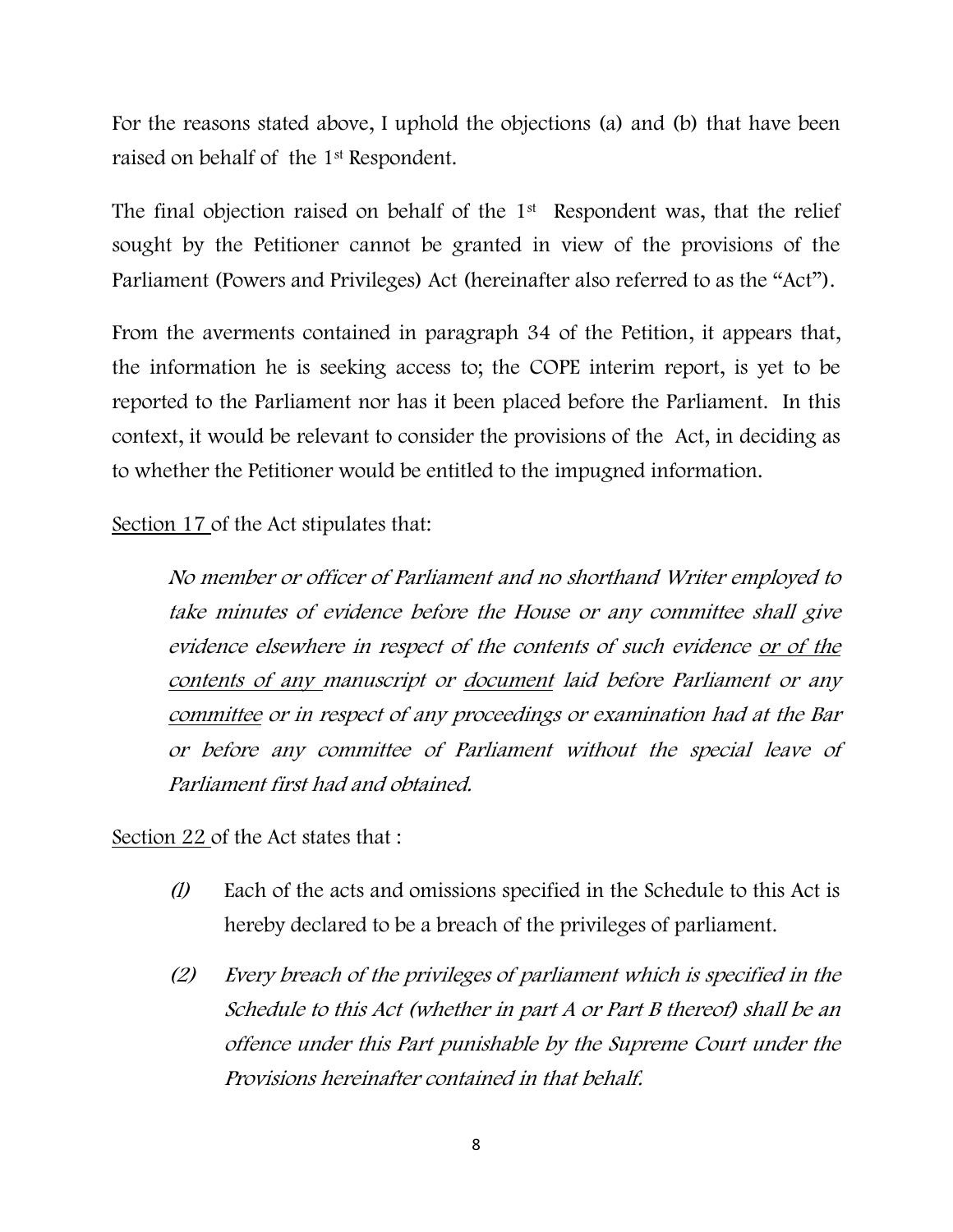For the reasons stated above, I uphold the objections (a) and (b) that have been raised on behalf of the 1st Respondent.

The final objection raised on behalf of the 1st Respondent was, that the relief sought by the Petitioner cannot be granted in view of the provisions of the Parliament (Powers and Privileges) Act (hereinafter also referred to as the "Act").

From the averments contained in paragraph 34 of the Petition, it appears that, the information he is seeking access to; the COPE interim report, is yet to be reported to the Parliament nor has it been placed before the Parliament. In this context, it would be relevant to consider the provisions of the Act, in deciding as to whether the Petitioner would be entitled to the impugned information.

<u>Section 17</u> of the Act stipulates that:

> *No member or officer of Parliament and no shorthand Writer employed to take minutes of evidence before the House or any committee shall give evidence elsewhere in respect of the contents of such evidence <u>or of the contents of any</u> manuscript or <u>document</u> laid before Parliament or any <u>committee</u> or in respect of any proceedings or examination had at the Bar or before any committee of Parliament without the special leave of Parliament first had and obtained.*

<u>Section 22</u> of the Act states that :

> *(1)* Each of the acts and omissions specified in the Schedule to this Act is hereby declared to be a breach of the privileges of parliament.
>
> *(2) Every breach of the privileges of parliament which is specified in the Schedule to this Act (whether in part A or Part B thereof) shall be an offence under this Part punishable by the Supreme Court under the Provisions hereinafter contained in that behalf.*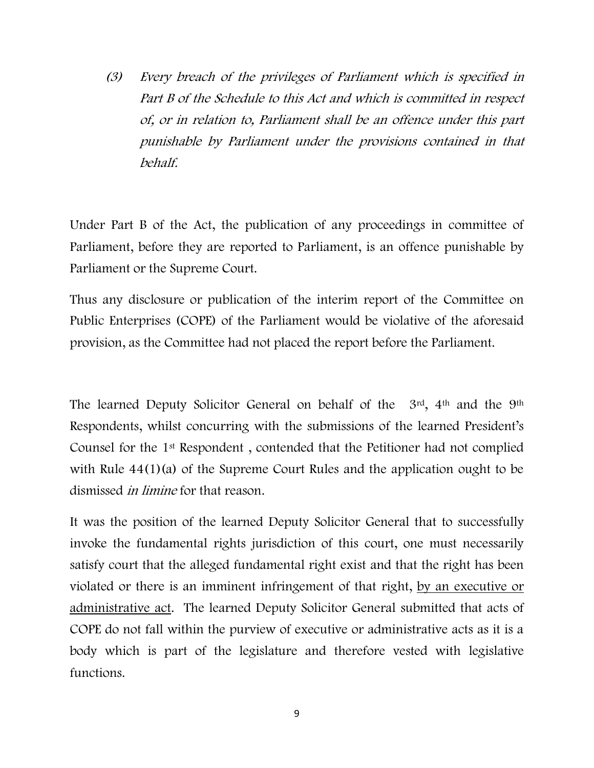*(3) Every breach of the privileges of Parliament which is specified in Part B of the Schedule to this Act and which is committed in respect of, or in relation to, Parliament shall be an offence under this part punishable by Parliament under the provisions contained in that behalf.*

Under Part B of the Act, the publication of any proceedings in committee of Parliament, before they are reported to Parliament, is an offence punishable by Parliament or the Supreme Court.

Thus any disclosure or publication of the interim report of the Committee on Public Enterprises (COPE) of the Parliament would be violative of the aforesaid provision, as the Committee had not placed the report before the Parliament.

The learned Deputy Solicitor General on behalf of the 3rd, 4th and the 9th Respondents, whilst concurring with the submissions of the learned President's Counsel for the 1st Respondent , contended that the Petitioner had not complied with Rule 44(1)(a) of the Supreme Court Rules and the application ought to be dismissed *in limine* for that reason.

It was the position of the learned Deputy Solicitor General that to successfully invoke the fundamental rights jurisdiction of this court, one must necessarily satisfy court that the alleged fundamental right exist and that the right has been violated or there is an imminent infringement of that right, <u>by an executive or administrative act</u>. The learned Deputy Solicitor General submitted that acts of COPE do not fall within the purview of executive or administrative acts as it is a body which is part of the legislature and therefore vested with legislative functions.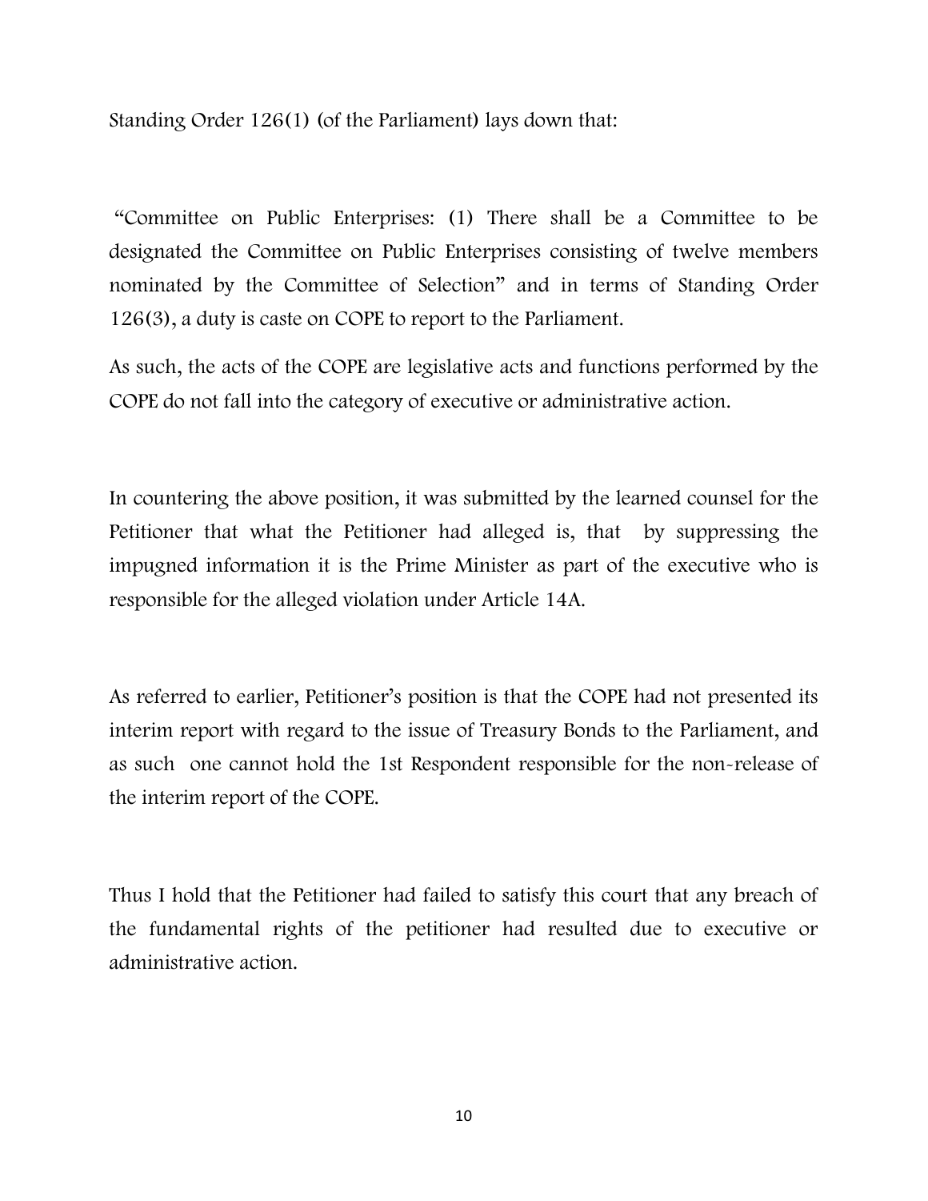Standing Order 126(1) (of the Parliament) lays down that:

"Committee on Public Enterprises: (1) There shall be a Committee to be designated the Committee on Public Enterprises consisting of twelve members nominated by the Committee of Selection" and in terms of Standing Order 126(3), a duty is caste on COPE to report to the Parliament.

As such, the acts of the COPE are legislative acts and functions performed by the COPE do not fall into the category of executive or administrative action.

In countering the above position, it was submitted by the learned counsel for the Petitioner that what the Petitioner had alleged is, that by suppressing the impugned information it is the Prime Minister as part of the executive who is responsible for the alleged violation under Article 14A.

As referred to earlier, Petitioner's position is that the COPE had not presented its interim report with regard to the issue of Treasury Bonds to the Parliament, and as such one cannot hold the 1st Respondent responsible for the non-release of the interim report of the COPE.

Thus I hold that the Petitioner had failed to satisfy this court that any breach of the fundamental rights of the petitioner had resulted due to executive or administrative action.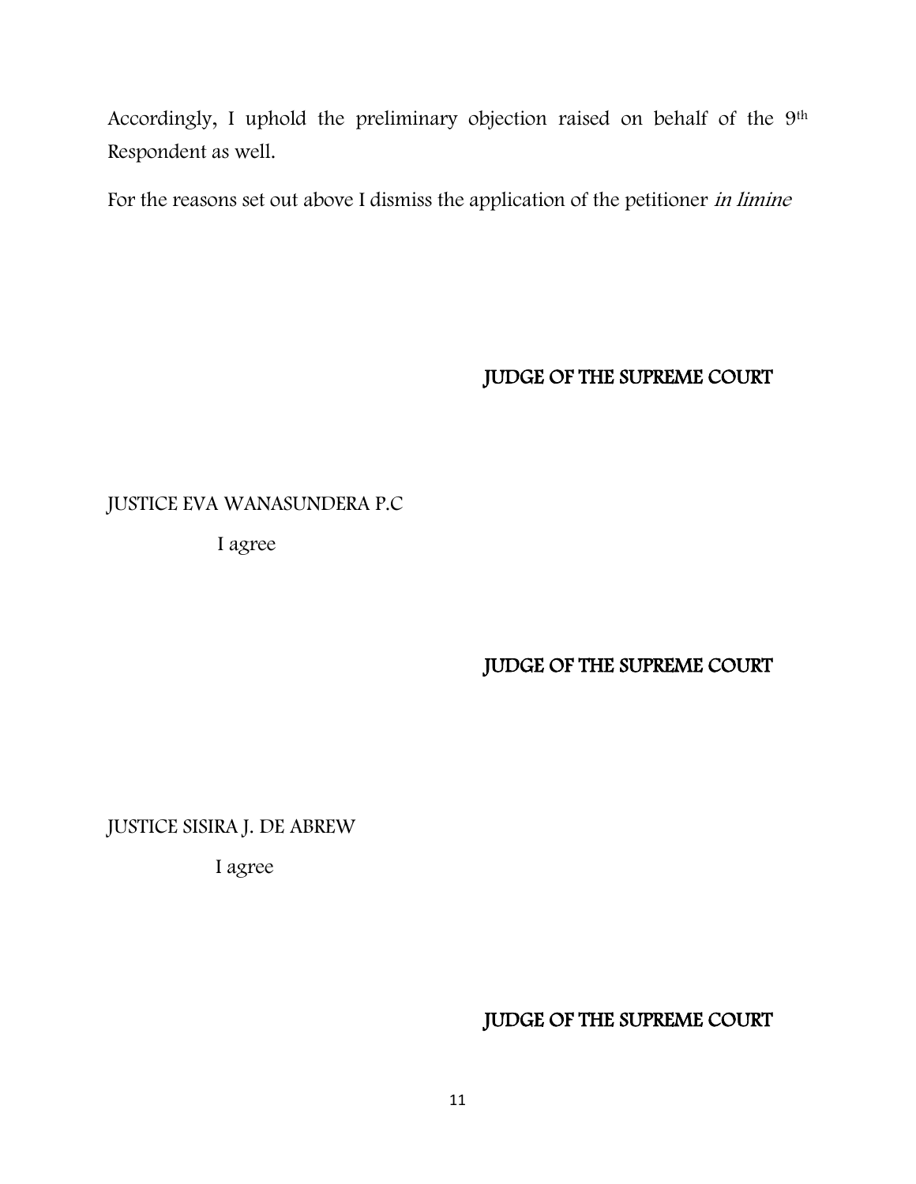Accordingly, I uphold the preliminary objection raised on behalf of the 9th Respondent as well.

For the reasons set out above I dismiss the application of the petitioner *in limine*

JUDGE OF THE SUPREME COURT

JUSTICE EVA WANASUNDERA P.C

I agree

JUDGE OF THE SUPREME COURT

JUSTICE SISIRA J. DE ABREW

I agree

JUDGE OF THE SUPREME COURT